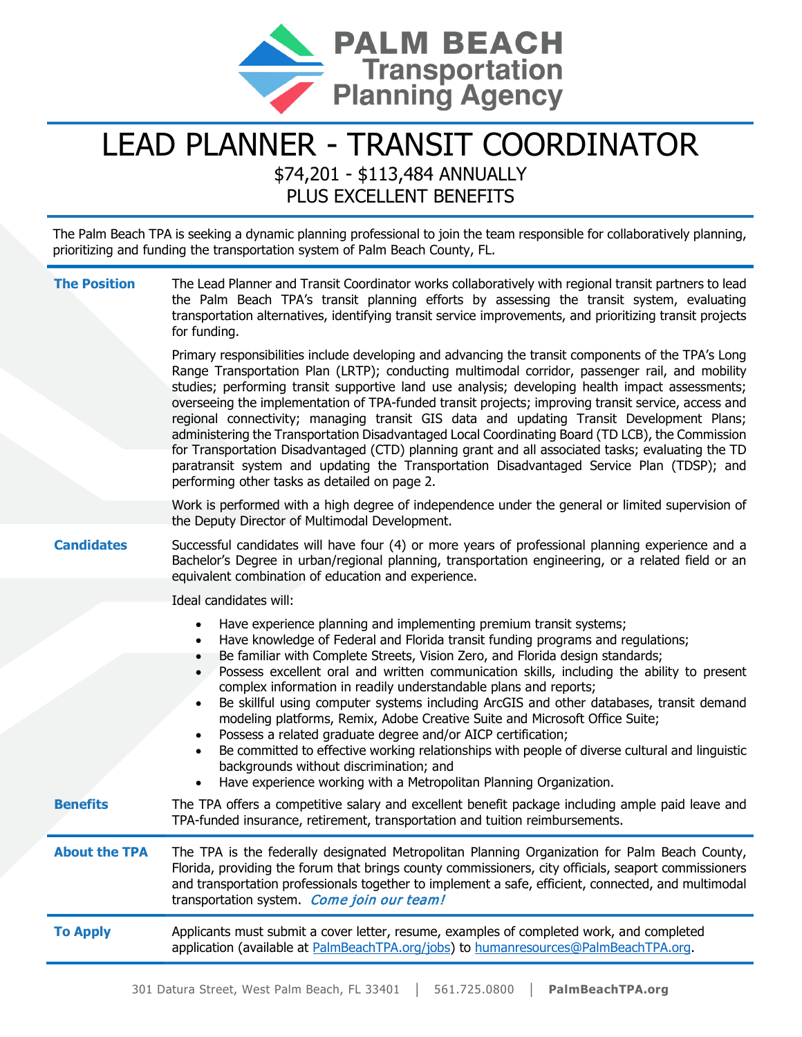**PALM BEACH Transportation Planning Agency**

# LEAD PLANNER - TRANSIT COORDINATOR

$74,201 - $113,484 ANNUALLY
PLUS EXCELLENT BENEFITS

The Palm Beach TPA is seeking a dynamic planning professional to join the team responsible for collaboratively planning, prioritizing and funding the transportation system of Palm Beach County, FL.

### The Position

The Lead Planner and Transit Coordinator works collaboratively with regional transit partners to lead the Palm Beach TPA's transit planning efforts by assessing the transit system, evaluating transportation alternatives, identifying transit service improvements, and prioritizing transit projects for funding.

Primary responsibilities include developing and advancing the transit components of the TPA's Long Range Transportation Plan (LRTP); conducting multimodal corridor, passenger rail, and mobility studies; performing transit supportive land use analysis; developing health impact assessments; overseeing the implementation of TPA-funded transit projects; improving transit service, access and regional connectivity; managing transit GIS data and updating Transit Development Plans; administering the Transportation Disadvantaged Local Coordinating Board (TD LCB), the Commission for Transportation Disadvantaged (CTD) planning grant and all associated tasks; evaluating the TD paratransit system and updating the Transportation Disadvantaged Service Plan (TDSP); and performing other tasks as detailed on page 2.

Work is performed with a high degree of independence under the general or limited supervision of the Deputy Director of Multimodal Development.

### Candidates

Successful candidates will have four (4) or more years of professional planning experience and a Bachelor's Degree in urban/regional planning, transportation engineering, or a related field or an equivalent combination of education and experience.

Ideal candidates will:

- Have experience planning and implementing premium transit systems;
- Have knowledge of Federal and Florida transit funding programs and regulations;
- Be familiar with Complete Streets, Vision Zero, and Florida design standards;
- Possess excellent oral and written communication skills, including the ability to present complex information in readily understandable plans and reports;
- Be skillful using computer systems including ArcGIS and other databases, transit demand modeling platforms, Remix, Adobe Creative Suite and Microsoft Office Suite;
- Possess a related graduate degree and/or AICP certification;
- Be committed to effective working relationships with people of diverse cultural and linguistic backgrounds without discrimination; and
- Have experience working with a Metropolitan Planning Organization.

### Benefits

The TPA offers a competitive salary and excellent benefit package including ample paid leave and TPA-funded insurance, retirement, transportation and tuition reimbursements.

### About the TPA

The TPA is the federally designated Metropolitan Planning Organization for Palm Beach County, Florida, providing the forum that brings county commissioners, city officials, seaport commissioners and transportation professionals together to implement a safe, efficient, connected, and multimodal transportation system. *Come join our team!*

### To Apply

Applicants must submit a cover letter, resume, examples of completed work, and completed application (available at PalmBeachTPA.org/jobs) to humanresources@PalmBeachTPA.org.

301 Datura Street, West Palm Beach, FL 33401 | 561.725.0800 | **PalmBeachTPA.org**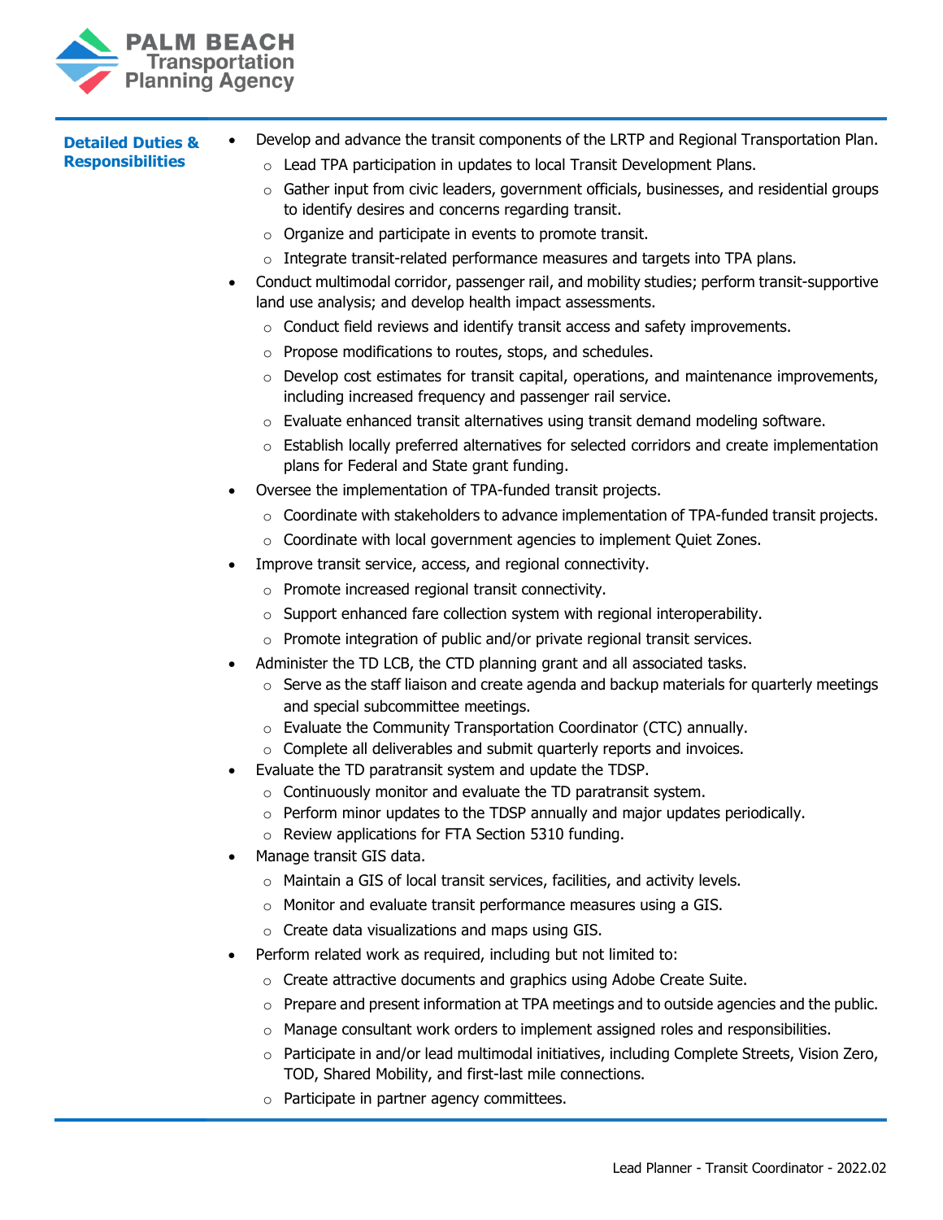**Detailed Duties & Responsibilities**

- Develop and advance the transit components of the LRTP and Regional Transportation Plan.
  - Lead TPA participation in updates to local Transit Development Plans.
  - Gather input from civic leaders, government officials, businesses, and residential groups to identify desires and concerns regarding transit.
  - Organize and participate in events to promote transit.
  - Integrate transit-related performance measures and targets into TPA plans.
- Conduct multimodal corridor, passenger rail, and mobility studies; perform transit-supportive land use analysis; and develop health impact assessments.
  - Conduct field reviews and identify transit access and safety improvements.
  - Propose modifications to routes, stops, and schedules.
  - Develop cost estimates for transit capital, operations, and maintenance improvements, including increased frequency and passenger rail service.
  - Evaluate enhanced transit alternatives using transit demand modeling software.
  - Establish locally preferred alternatives for selected corridors and create implementation plans for Federal and State grant funding.
- Oversee the implementation of TPA-funded transit projects.
  - Coordinate with stakeholders to advance implementation of TPA-funded transit projects.
  - Coordinate with local government agencies to implement Quiet Zones.
- Improve transit service, access, and regional connectivity.
  - Promote increased regional transit connectivity.
  - Support enhanced fare collection system with regional interoperability.
  - Promote integration of public and/or private regional transit services.
- Administer the TD LCB, the CTD planning grant and all associated tasks.
  - Serve as the staff liaison and create agenda and backup materials for quarterly meetings and special subcommittee meetings.
  - Evaluate the Community Transportation Coordinator (CTC) annually.
  - Complete all deliverables and submit quarterly reports and invoices.
- Evaluate the TD paratransit system and update the TDSP.
  - Continuously monitor and evaluate the TD paratransit system.
  - Perform minor updates to the TDSP annually and major updates periodically.
  - Review applications for FTA Section 5310 funding.
- Manage transit GIS data.
  - Maintain a GIS of local transit services, facilities, and activity levels.
  - Monitor and evaluate transit performance measures using a GIS.
  - Create data visualizations and maps using GIS.
- Perform related work as required, including but not limited to:
  - Create attractive documents and graphics using Adobe Create Suite.
  - Prepare and present information at TPA meetings and to outside agencies and the public.
  - Manage consultant work orders to implement assigned roles and responsibilities.
  - Participate in and/or lead multimodal initiatives, including Complete Streets, Vision Zero, TOD, Shared Mobility, and first-last mile connections.
  - Participate in partner agency committees.